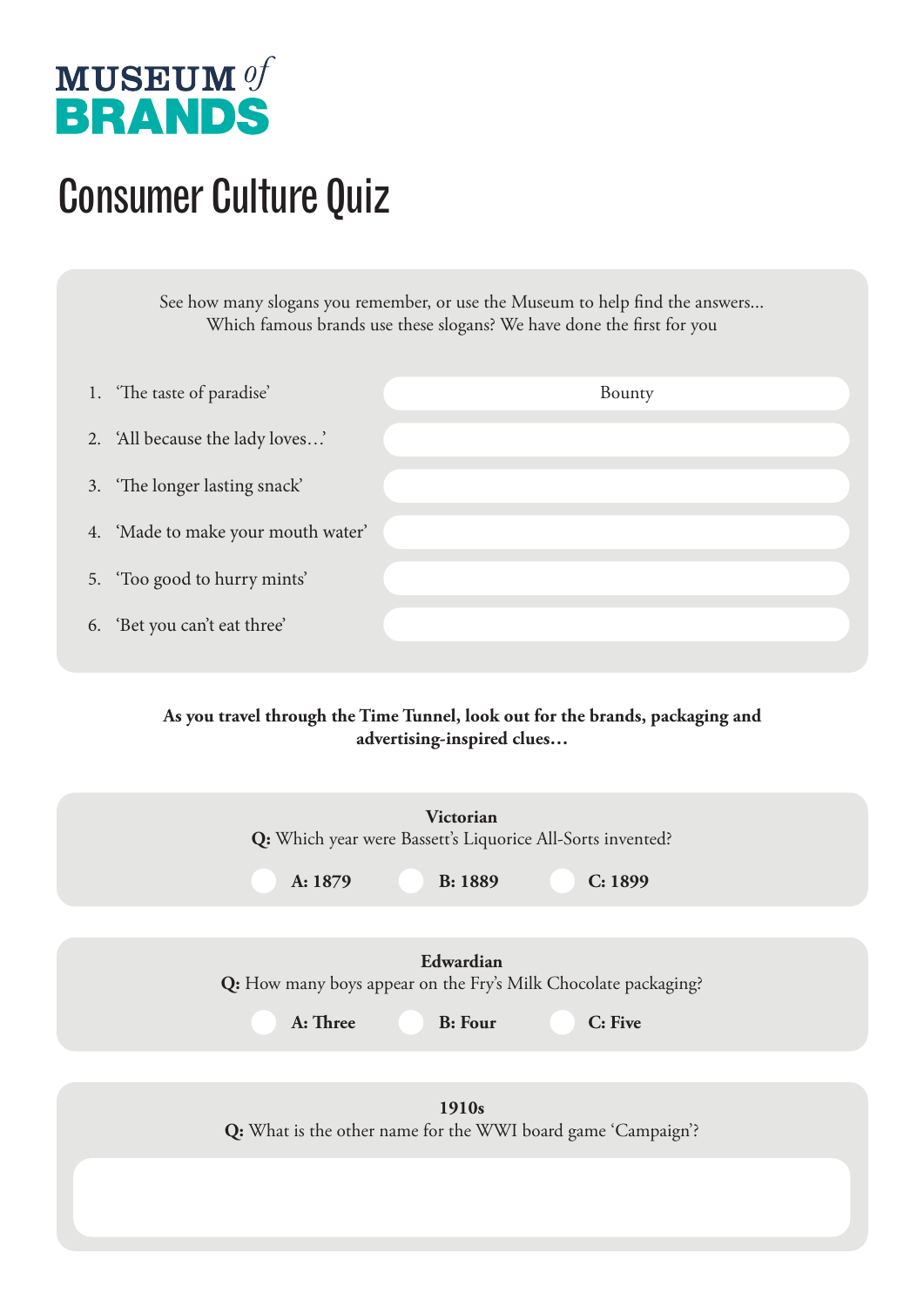# MUSEUM of BRANDS

# Consumer Culture Quiz

See how many slogans you remember, or use the Museum to help find the answers... Which famous brands use these slogans? We have done the first for you

| Slogan | Brand |
|---|---|
| 1. 'The taste of paradise' | Bounty |
| 2. 'All because the lady loves…' | |
| 3. 'The longer lasting snack' | |
| 4. 'Made to make your mouth water' | |
| 5. 'Too good to hurry mints' | |
| 6. 'Bet you can't eat three' | |

**As you travel through the Time Tunnel, look out for the brands, packaging and advertising-inspired clues…**

**Victorian**

**Q:** Which year were Bassett's Liquorice All-Sorts invented?

- **A: 1879**
- **B: 1889**
- **C: 1899**

**Edwardian**

**Q:** How many boys appear on the Fry's Milk Chocolate packaging?

- **A: Three**
- **B: Four**
- **C: Five**

**1910s**

**Q:** What is the other name for the WWI board game 'Campaign'?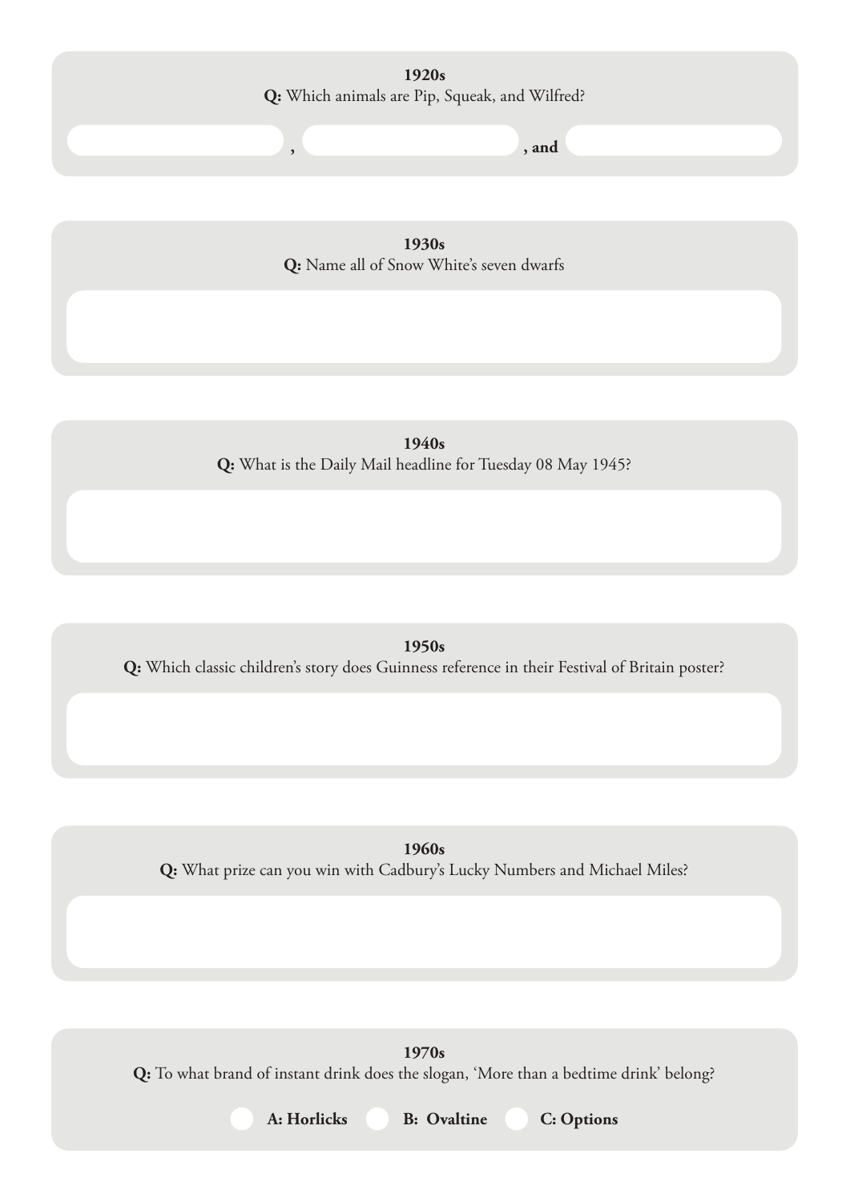**1920s**

**Q:** Which animals are Pip, Squeak, and Wilfred?

\_\_\_\_\_\_\_\_\_\_ **,** \_\_\_\_\_\_\_\_\_\_ **, and** \_\_\_\_\_\_\_\_\_\_

**1930s**

**Q:** Name all of Snow White's seven dwarfs

**1940s**

**Q:** What is the Daily Mail headline for Tuesday 08 May 1945?

**1950s**

**Q:** Which classic children's story does Guinness reference in their Festival of Britain poster?

**1960s**

**Q:** What prize can you win with Cadbury's Lucky Numbers and Michael Miles?

**1970s**

**Q:** To what brand of instant drink does the slogan, 'More than a bedtime drink' belong?

- **A: Horlicks**
- **B: Ovaltine**
- **C: Options**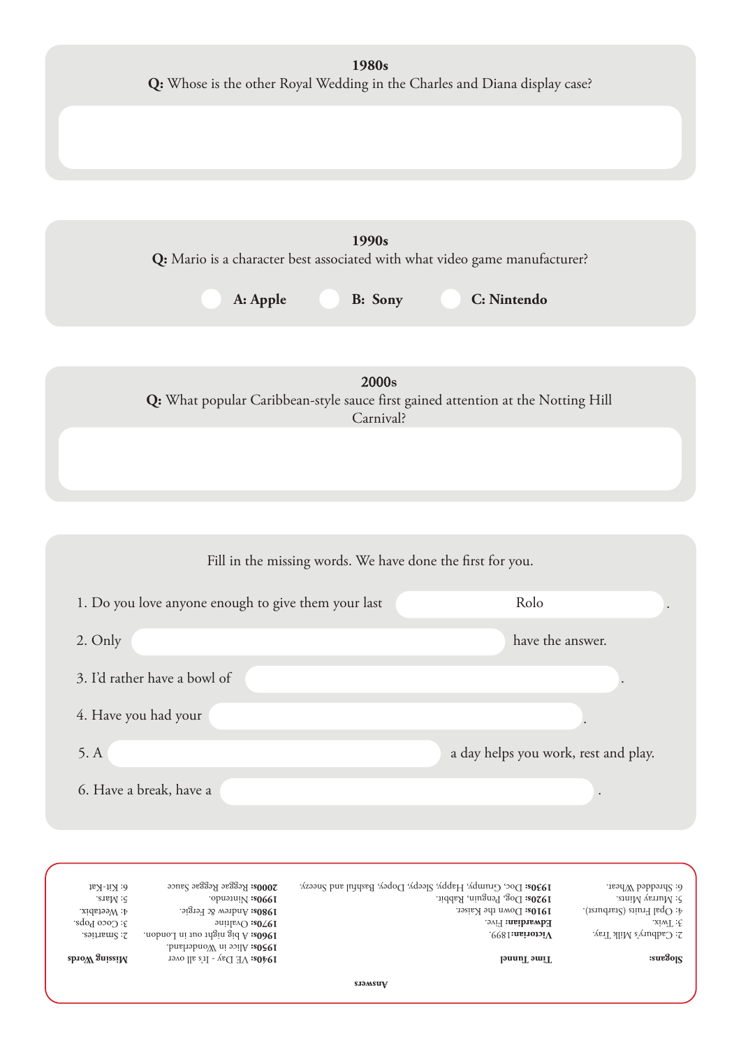**1980s**

**Q:** Whose is the other Royal Wedding in the Charles and Diana display case?

**1990s**

**Q:** Mario is a character best associated with what video game manufacturer?

**A: Apple** **B: Sony** **C: Nintendo**

**2000s**

**Q:** What popular Caribbean-style sauce first gained attention at the Notting Hill Carnival?

Fill in the missing words. We have done the first for you.

1. Do you love anyone enough to give them your last Rolo.
2. Only ______ have the answer.
3. I'd rather have a bowl of ______.
4. Have you had your ______.
5. A ______ a day helps you work, rest and play.
6. Have a break, have a ______.

**Answers**

**Slogans:**

2: Cadbury's Milk Tray.
3: Twix.
4: Opal Fruits (Starburst).
5: Murray Mints.
6: Shredded Wheat.

**Time Tunnel**

**Victorian:** 1899.
**Edwardian:** Five.
**1910s:** Down the Kaiser.
**1920s:** Dog, Penguin, Rabbit.
**1930s:** Doc, Grumpy, Happy, Sleepy, Dopey, Bashful and Sneezy.
**1940s:** VE Day - It's all over
**1950s:** Alice in Wonderland.
**1960s:** A big night out in London.
**1970s:** Ovaltine
**1980s:** Andrew & Fergie.
**1990s:** Nintendo.
**2000s:** Reggae Reggae Sauce

**Missing Words**

2: Smarties.
3: Coco Pops.
4: Weetabix.
5: Mars.
6: Kit-Kat